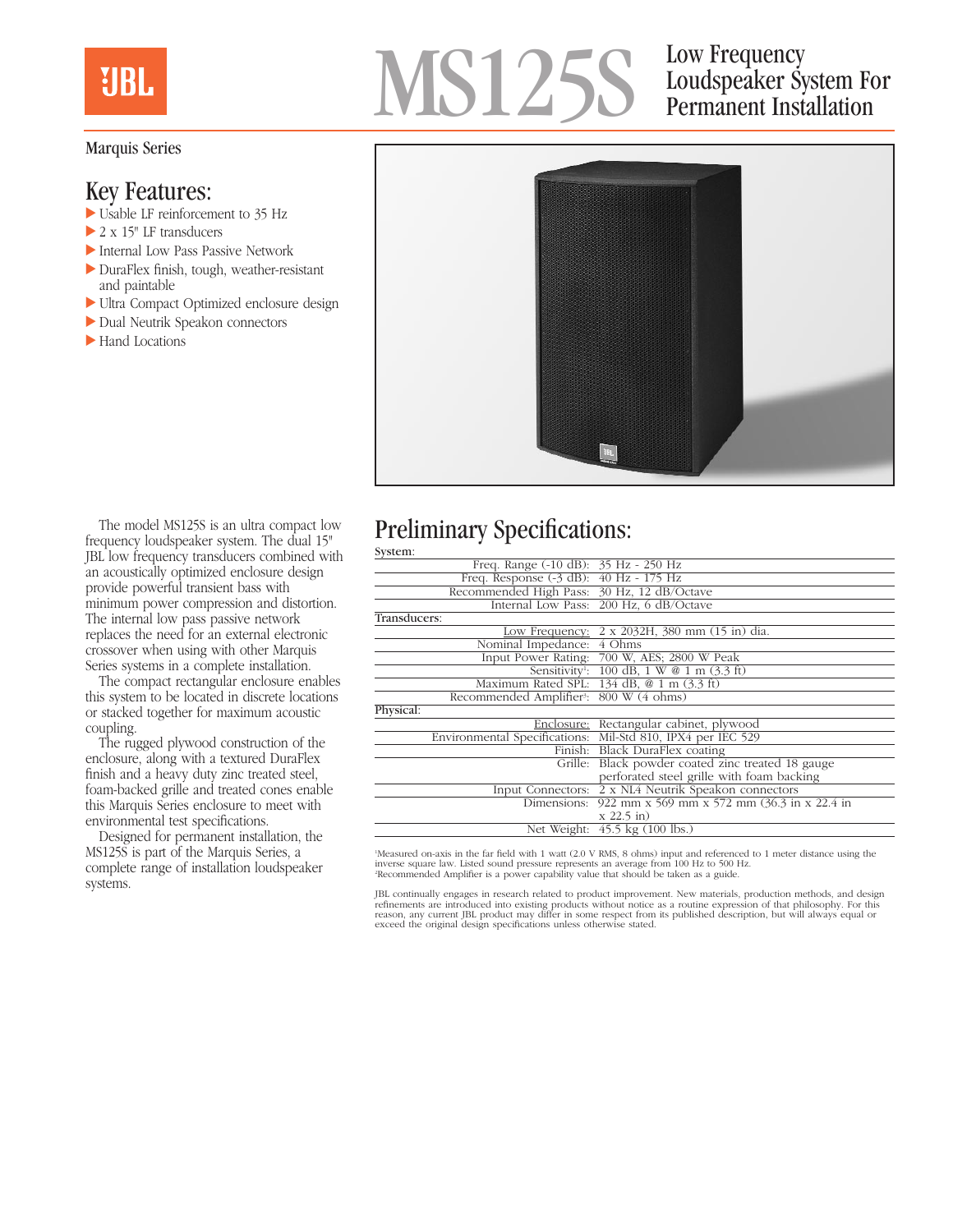JBL

# MS125S

## Low Frequency Loudspeaker System For Permanent Installation

Marquis Series

## Key Features:

- Usable LF reinforcement to 35 Hz
- 2 x 15" LF transducers
- Internal Low Pass Passive Network
- DuraFlex finish, tough, weather-resistant and paintable
- Ultra Compact Optimized enclosure design
- Dual Neutrik Speakon connectors
- Hand Locations

The model MS125S is an ultra compact low frequency loudspeaker system. The dual 15" JBL low frequency transducers combined with an acoustically optimized enclosure design provide powerful transient bass with minimum power compression and distortion. The internal low pass passive network replaces the need for an external electronic crossover when using with other Marquis Series systems in a complete installation.

The compact rectangular enclosure enables this system to be located in discrete locations or stacked together for maximum acoustic coupling.

The rugged plywood construction of the enclosure, along with a textured DuraFlex finish and a heavy duty zinc treated steel, foam-backed grille and treated cones enable this Marquis Series enclosure to meet with environmental test specifications.

Designed for permanent installation, the MS125S is part of the Marquis Series, a complete range of installation loudspeaker systems.

## Preliminary Specifications:

| System: | |
|---|---|
| Freq. Range (-10 dB): | 35 Hz - 250 Hz |
| Freq. Response (-3 dB): | 40 Hz - 175 Hz |
| Recommended High Pass: | 30 Hz, 12 dB/Octave |
| Internal Low Pass: | 200 Hz, 6 dB/Octave |
| **Transducers:** | |
| Low Frequency: | 2 x 2032H, 380 mm (15 in) dia. |
| Nominal Impedance: | 4 Ohms |
| Input Power Rating: | 700 W, AES; 2800 W Peak |
| Sensitivity[1]: | 100 dB, 1 W @ 1 m (3.3 ft) |
| Maximum Rated SPL: | 134 dB, @ 1 m (3.3 ft) |
| Recommended Amplifier[2]: | 800 W (4 ohms) |
| **Physical:** | |
| Enclosure: | Rectangular cabinet, plywood |
| Environmental Specifications: | Mil-Std 810, IPX4 per IEC 529 |
| Finish: | Black DuraFlex coating |
| Grille: | Black powder coated zinc treated 18 gauge perforated steel grille with foam backing |
| Input Connectors: | 2 x NL4 Neutrik Speakon connectors |
| Dimensions: | 922 mm x 569 mm x 572 mm (36.3 in x 22.4 in x 22.5 in) |
| Net Weight: | 45.5 kg (100 lbs.) |

[1]Measured on-axis in the far field with 1 watt (2.0 V RMS, 8 ohms) input and referenced to 1 meter distance using the inverse square law. Listed sound pressure represents an average from 100 Hz to 500 Hz.
[2]Recommended Amplifier is a power capability value that should be taken as a guide.

JBL continually engages in research related to product improvement. New materials, production methods, and design refinements are introduced into existing products without notice as a routine expression of that philosophy. For this reason, any current JBL product may differ in some respect from its published description, but will always equal or exceed the original design specifications unless otherwise stated.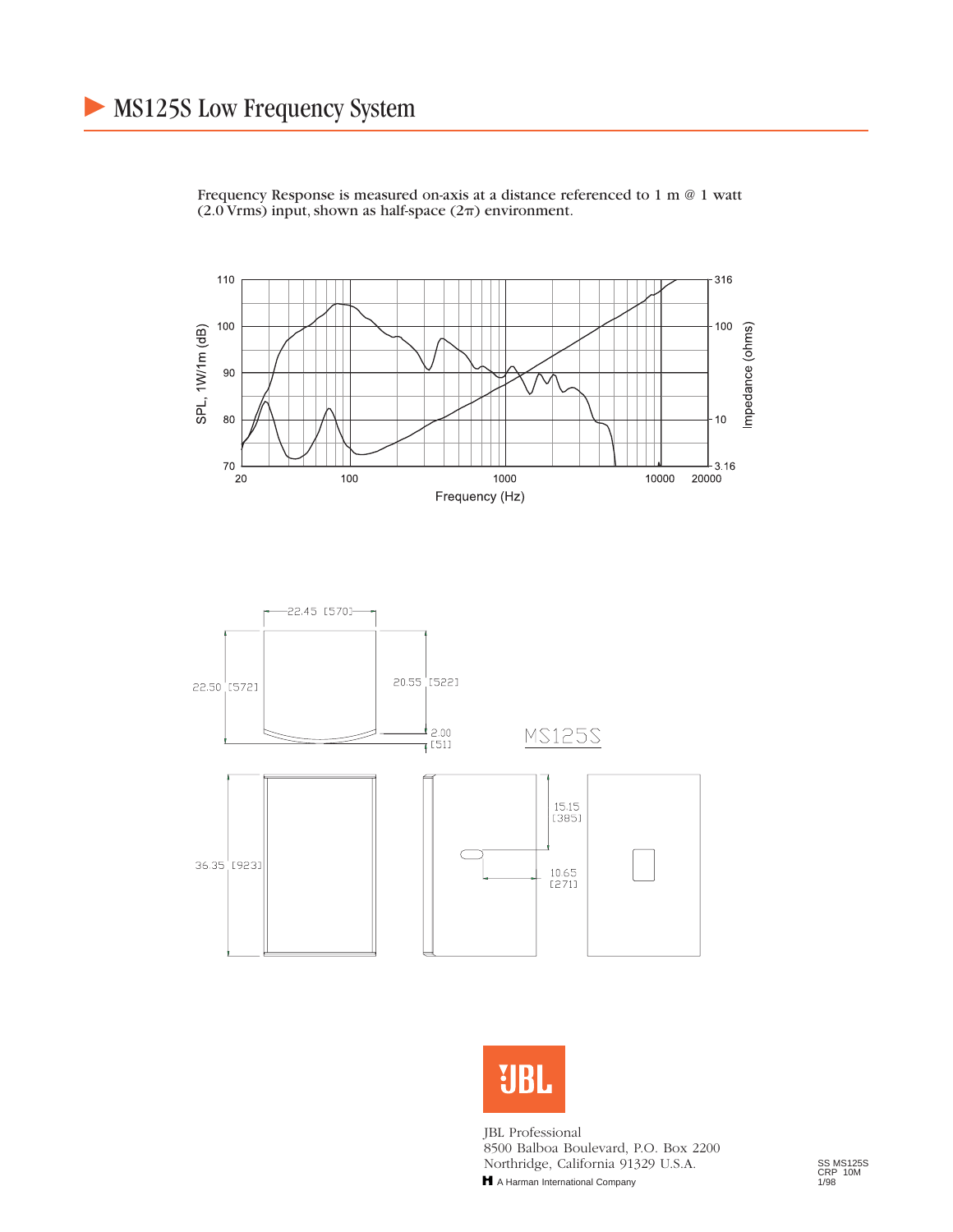# MS125S Low Frequency System

Frequency Response is measured on-axis at a distance referenced to 1 m @ 1 watt (2.0 Vrms) input, shown as half-space ($2\pi$) environment.

SPL, 1W/1m (dB)
110
100
90
80
70
20
100
1000
10000
20000
Frequency (Hz)
Impedance (ohms)
316
100
10
3.16

22.45 [570]
22.50 [572]
20.55 [522]
2.00
[51]
MS125S
36.35 [923]
15.15
[385]
10.65
[271]

JBL

JBL Professional
8500 Balboa Boulevard, P.O. Box 2200
Northridge, California 91329 U.S.A.
A Harman International Company

SS MS125S
CRP 10M
1/98